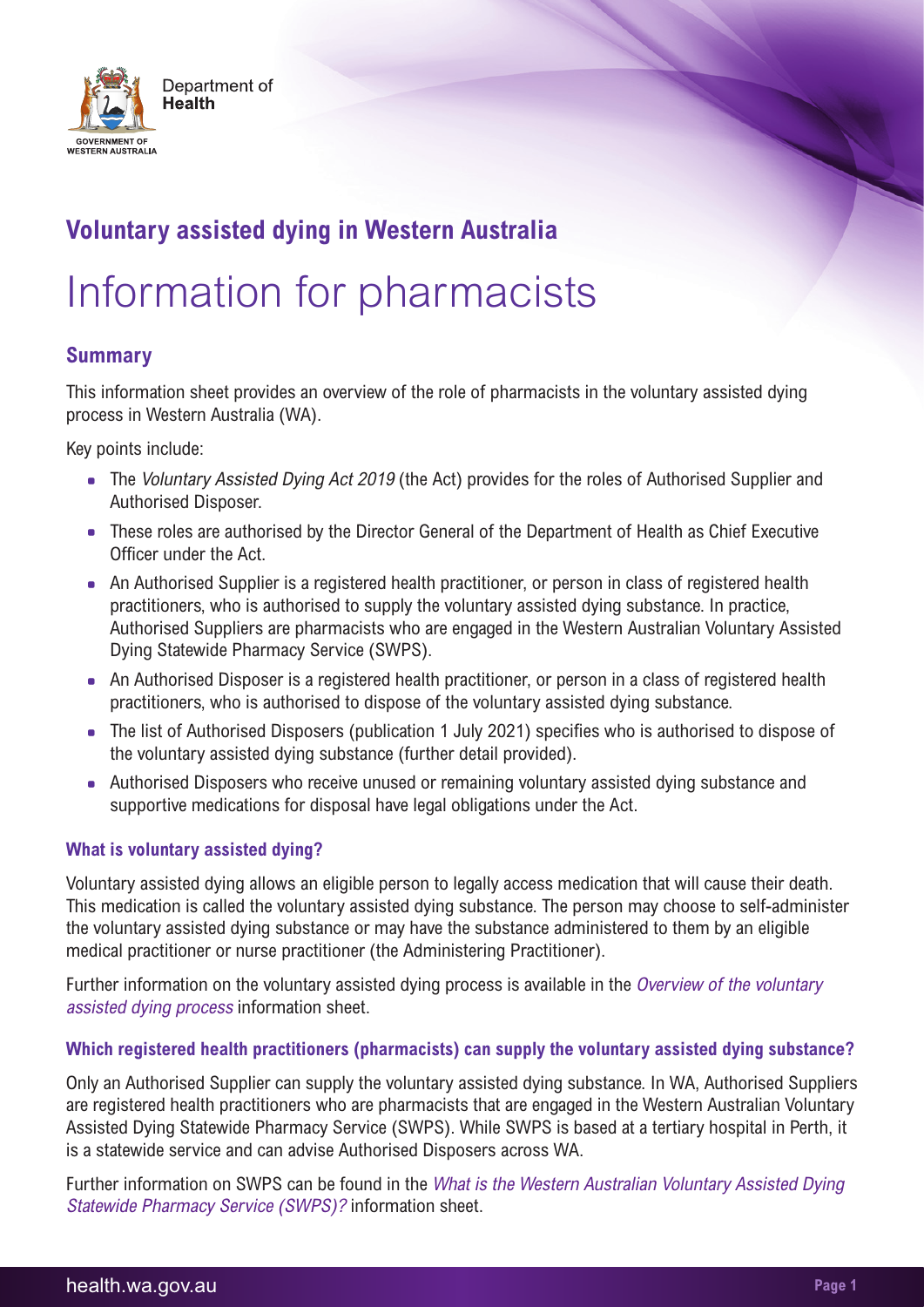Department of Health

GOVERNMENT OF WESTERN AUSTRALIA

## Voluntary assisted dying in Western Australia

# Information for pharmacists

## Summary

This information sheet provides an overview of the role of pharmacists in the voluntary assisted dying process in Western Australia (WA).

Key points include:

- The *Voluntary Assisted Dying Act 2019* (the Act) provides for the roles of Authorised Supplier and Authorised Disposer.
- These roles are authorised by the Director General of the Department of Health as Chief Executive Officer under the Act.
- An Authorised Supplier is a registered health practitioner, or person in class of registered health practitioners, who is authorised to supply the voluntary assisted dying substance. In practice, Authorised Suppliers are pharmacists who are engaged in the Western Australian Voluntary Assisted Dying Statewide Pharmacy Service (SWPS).
- An Authorised Disposer is a registered health practitioner, or person in a class of registered health practitioners, who is authorised to dispose of the voluntary assisted dying substance.
- The list of Authorised Disposers (publication 1 July 2021) specifies who is authorised to dispose of the voluntary assisted dying substance (further detail provided).
- Authorised Disposers who receive unused or remaining voluntary assisted dying substance and supportive medications for disposal have legal obligations under the Act.

### What is voluntary assisted dying?

Voluntary assisted dying allows an eligible person to legally access medication that will cause their death. This medication is called the voluntary assisted dying substance. The person may choose to self-administer the voluntary assisted dying substance or may have the substance administered to them by an eligible medical practitioner or nurse practitioner (the Administering Practitioner).

Further information on the voluntary assisted dying process is available in the *Overview of the voluntary assisted dying process* information sheet.

### Which registered health practitioners (pharmacists) can supply the voluntary assisted dying substance?

Only an Authorised Supplier can supply the voluntary assisted dying substance. In WA, Authorised Suppliers are registered health practitioners who are pharmacists that are engaged in the Western Australian Voluntary Assisted Dying Statewide Pharmacy Service (SWPS). While SWPS is based at a tertiary hospital in Perth, it is a statewide service and can advise Authorised Disposers across WA.

Further information on SWPS can be found in the *What is the Western Australian Voluntary Assisted Dying Statewide Pharmacy Service (SWPS)?* information sheet.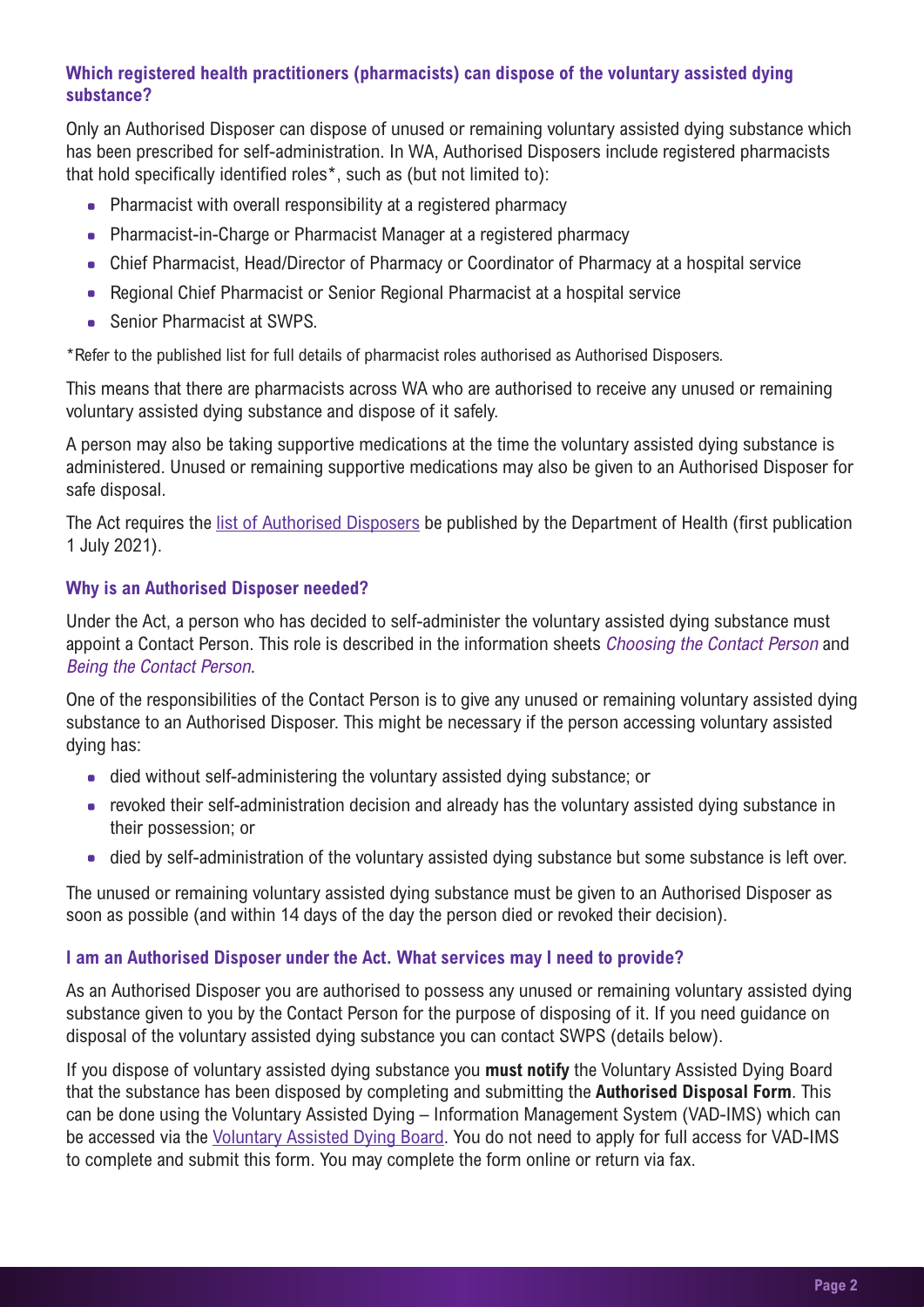### Which registered health practitioners (pharmacists) can dispose of the voluntary assisted dying substance?

Only an Authorised Disposer can dispose of unused or remaining voluntary assisted dying substance which has been prescribed for self-administration. In WA, Authorised Disposers include registered pharmacists that hold specifically identified roles*, such as (but not limited to):

- Pharmacist with overall responsibility at a registered pharmacy
- Pharmacist-in-Charge or Pharmacist Manager at a registered pharmacy
- Chief Pharmacist, Head/Director of Pharmacy or Coordinator of Pharmacy at a hospital service
- Regional Chief Pharmacist or Senior Regional Pharmacist at a hospital service
- Senior Pharmacist at SWPS.

*Refer to the published list for full details of pharmacist roles authorised as Authorised Disposers.

This means that there are pharmacists across WA who are authorised to receive any unused or remaining voluntary assisted dying substance and dispose of it safely.

A person may also be taking supportive medications at the time the voluntary assisted dying substance is administered. Unused or remaining supportive medications may also be given to an Authorised Disposer for safe disposal.

The Act requires the list of Authorised Disposers be published by the Department of Health (first publication 1 July 2021).

### Why is an Authorised Disposer needed?

Under the Act, a person who has decided to self-administer the voluntary assisted dying substance must appoint a Contact Person. This role is described in the information sheets *Choosing the Contact Person* and *Being the Contact Person*.

One of the responsibilities of the Contact Person is to give any unused or remaining voluntary assisted dying substance to an Authorised Disposer. This might be necessary if the person accessing voluntary assisted dying has:

- died without self-administering the voluntary assisted dying substance; or
- revoked their self-administration decision and already has the voluntary assisted dying substance in their possession; or
- died by self-administration of the voluntary assisted dying substance but some substance is left over.

The unused or remaining voluntary assisted dying substance must be given to an Authorised Disposer as soon as possible (and within 14 days of the day the person died or revoked their decision).

### I am an Authorised Disposer under the Act. What services may I need to provide?

As an Authorised Disposer you are authorised to possess any unused or remaining voluntary assisted dying substance given to you by the Contact Person for the purpose of disposing of it. If you need guidance on disposal of the voluntary assisted dying substance you can contact SWPS (details below).

If you dispose of voluntary assisted dying substance you **must notify** the Voluntary Assisted Dying Board that the substance has been disposed by completing and submitting the **Authorised Disposal Form**. This can be done using the Voluntary Assisted Dying – Information Management System (VAD-IMS) which can be accessed via the Voluntary Assisted Dying Board. You do not need to apply for full access for VAD-IMS to complete and submit this form. You may complete the form online or return via fax.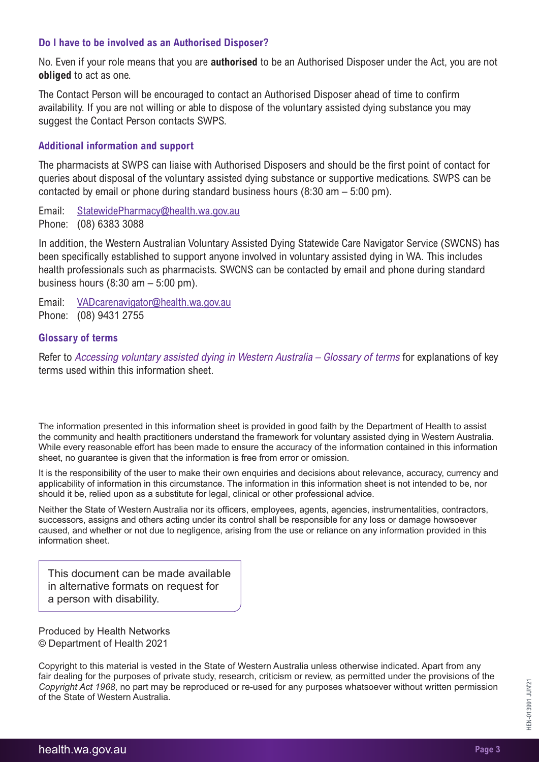### Do I have to be involved as an Authorised Disposer?

No. Even if your role means that you are **authorised** to be an Authorised Disposer under the Act, you are not **obliged** to act as one.

The Contact Person will be encouraged to contact an Authorised Disposer ahead of time to confirm availability. If you are not willing or able to dispose of the voluntary assisted dying substance you may suggest the Contact Person contacts SWPS.

### Additional information and support

The pharmacists at SWPS can liaise with Authorised Disposers and should be the first point of contact for queries about disposal of the voluntary assisted dying substance or supportive medications. SWPS can be contacted by email or phone during standard business hours (8:30 am – 5:00 pm).

Email: StatewidePharmacy@health.wa.gov.au
Phone: (08) 6383 3088

In addition, the Western Australian Voluntary Assisted Dying Statewide Care Navigator Service (SWCNS) has been specifically established to support anyone involved in voluntary assisted dying in WA. This includes health professionals such as pharmacists. SWCNS can be contacted by email and phone during standard business hours (8:30 am – 5:00 pm).

Email: VADcarenavigator@health.wa.gov.au
Phone: (08) 9431 2755

### Glossary of terms

Refer to *Accessing voluntary assisted dying in Western Australia – Glossary of terms* for explanations of key terms used within this information sheet.

The information presented in this information sheet is provided in good faith by the Department of Health to assist the community and health practitioners understand the framework for voluntary assisted dying in Western Australia. While every reasonable effort has been made to ensure the accuracy of the information contained in this information sheet, no guarantee is given that the information is free from error or omission.

It is the responsibility of the user to make their own enquiries and decisions about relevance, accuracy, currency and applicability of information in this circumstance. The information in this information sheet is not intended to be, nor should it be, relied upon as a substitute for legal, clinical or other professional advice.

Neither the State of Western Australia nor its officers, employees, agents, agencies, instrumentalities, contractors, successors, assigns and others acting under its control shall be responsible for any loss or damage howsoever caused, and whether or not due to negligence, arising from the use or reliance on any information provided in this information sheet.

This document can be made available in alternative formats on request for a person with disability.

Produced by Health Networks
© Department of Health 2021

Copyright to this material is vested in the State of Western Australia unless otherwise indicated. Apart from any fair dealing for the purposes of private study, research, criticism or review, as permitted under the provisions of the *Copyright Act 1968*, no part may be reproduced or re-used for any purposes whatsoever without written permission of the State of Western Australia.

HEN-013991 JUN'21

health.wa.gov.au